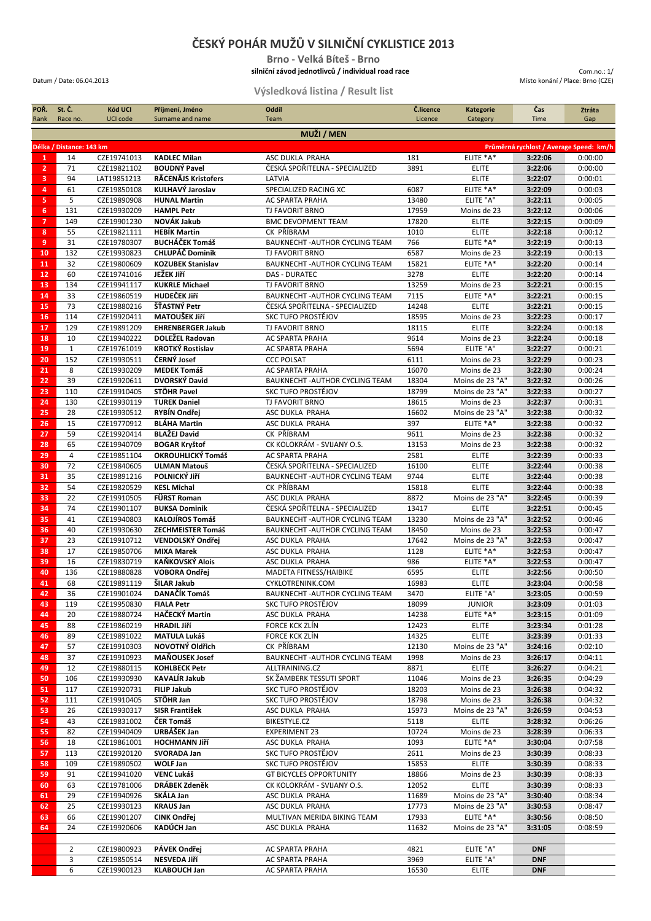# ČESKÝ POHÁR MUŽŮ V SILNIČNÍ CYKLISTICE 2013

**Brno - Velká Bíteš - Brno**

**silniční závod jednotlivců / individual road race**

Datum / Date: 06.04.2013

Com.no.: 1/

Místo konání / Place: Brno (CZE)

## Výsledková listina / Result list

| POŘ. Rank | St. Č. Race no. | Kód UCI UCI code | Příjmení, Jméno Surname and name | Oddíl Team | Č.licence Licence | Kategorie Category | Čas Time | Ztráta Gap |
|---|---|---|---|---|---|---|---|---|
| | | | | **MUŽI / MEN** | | | | |
| Délka / Distance: 143 km | | | | | | Průměrná rychlost / Average Speed: km/h | | |
| 1 | 14 | CZE19741013 | **KADLEC Milan** | ASC DUKLA PRAHA | 181 | ELITE *A* | **3:22:06** | 0:00:00 |
| 2 | 71 | CZE19821102 | **BOUDNÝ Pavel** | ČESKÁ SPOŘITELNA - SPECIALIZED | 3891 | ELITE | **3:22:06** | 0:00:00 |
| 3 | 94 | LAT19851213 | **RĀCENĀJS Kristofers** | LATVIA | | ELITE | **3:22:07** | 0:00:01 |
| 4 | 61 | CZE19850108 | **KULHAVÝ Jaroslav** | SPECIALIZED RACING XC | 6087 | ELITE *A* | **3:22:09** | 0:00:03 |
| 5 | 5 | CZE19890908 | **HUNAL Martin** | AC SPARTA PRAHA | 13480 | ELITE "A" | **3:22:11** | 0:00:05 |
| 6 | 131 | CZE19930209 | **HAMPL Petr** | TJ FAVORIT BRNO | 17959 | Moins de 23 | **3:22:12** | 0:00:06 |
| 7 | 149 | CZE19901230 | **NOVÁK Jakub** | BMC DEVOPMENT TEAM | 17820 | ELITE | **3:22:15** | 0:00:09 |
| 8 | 55 | CZE19821111 | **HEBÍK Martin** | CK PŘÍBRAM | 1010 | ELITE | **3:22:18** | 0:00:12 |
| 9 | 31 | CZE19780307 | **BUCHÁČEK Tomáš** | BAUKNECHT -AUTHOR CYCLING TEAM | 766 | ELITE *A* | **3:22:19** | 0:00:13 |
| 10 | 132 | CZE19930823 | **CHLUPÁČ Dominik** | TJ FAVORIT BRNO | 6587 | Moins de 23 | **3:22:19** | 0:00:13 |
| 11 | 32 | CZE19800609 | **KOZUBEK Stanislav** | BAUKNECHT -AUTHOR CYCLING TEAM | 15821 | ELITE *A* | **3:22:20** | 0:00:14 |
| 12 | 60 | CZE19741016 | **JEŽEK Jiří** | DAS - DURATEC | 3278 | ELITE | **3:22:20** | 0:00:14 |
| 13 | 134 | CZE19941117 | **KUKRLE Michael** | TJ FAVORIT BRNO | 13259 | Moins de 23 | **3:22:21** | 0:00:15 |
| 14 | 33 | CZE19860519 | **HUDEČEK Jiří** | BAUKNECHT -AUTHOR CYCLING TEAM | 7115 | ELITE *A* | **3:22:21** | 0:00:15 |
| 15 | 73 | CZE19880216 | **ŠŤASTNÝ Petr** | ČESKÁ SPOŘITELNA - SPECIALIZED | 14248 | ELITE | **3:22:21** | 0:00:15 |
| 16 | 114 | CZE19920411 | **MATOUŠEK Jiří** | SKC TUFO PROSTĚJOV | 18595 | Moins de 23 | **3:22:23** | 0:00:17 |
| 17 | 129 | CZE19891209 | **EHRENBERGER Jakub** | TJ FAVORIT BRNO | 18115 | ELITE | **3:22:24** | 0:00:18 |
| 18 | 10 | CZE19940222 | **DOLEŽEL Radovan** | AC SPARTA PRAHA | 9614 | Moins de 23 | **3:22:24** | 0:00:18 |
| 19 | 1 | CZE19761019 | **KROTKÝ Rostislav** | AC SPARTA PRAHA | 5694 | ELITE "A" | **3:22:27** | 0:00:21 |
| 20 | 152 | CZE19930511 | **ČERNÝ Josef** | CCC POLSAT | 6111 | Moins de 23 | **3:22:29** | 0:00:23 |
| 21 | 8 | CZE19930209 | **MEDEK Tomáš** | AC SPARTA PRAHA | 16070 | Moins de 23 | **3:22:30** | 0:00:24 |
| 22 | 39 | CZE19920611 | **DVORSKÝ David** | BAUKNECHT -AUTHOR CYCLING TEAM | 18304 | Moins de 23 "A" | **3:22:32** | 0:00:26 |
| 23 | 110 | CZE19910405 | **STÖHR Pavel** | SKC TUFO PROSTĚJOV | 18799 | Moins de 23 "A" | **3:22:33** | 0:00:27 |
| 24 | 130 | CZE19930119 | **TUREK Daniel** | TJ FAVORIT BRNO | 18615 | Moins de 23 | **3:22:37** | 0:00:31 |
| 25 | 28 | CZE19930512 | **RYBÍN Ondřej** | ASC DUKLA PRAHA | 16602 | Moins de 23 "A" | **3:22:38** | 0:00:32 |
| 26 | 15 | CZE19770912 | **BLÁHA Martin** | ASC DUKLA PRAHA | 397 | ELITE *A* | **3:22:38** | 0:00:32 |
| 27 | 59 | CZE19920414 | **BLAŽEJ David** | CK PŘÍBRAM | 9611 | Moins de 23 | **3:22:38** | 0:00:32 |
| 28 | 65 | CZE19940709 | **BOGAR Kryštof** | CK KOLOKRÁM - SVIJANY O.S. | 13153 | Moins de 23 | **3:22:38** | 0:00:32 |
| 29 | 4 | CZE19851104 | **OKROUHLICKÝ Tomáš** | AC SPARTA PRAHA | 2581 | ELITE | **3:22:39** | 0:00:33 |
| 30 | 72 | CZE19840605 | **ULMAN Matouš** | ČESKÁ SPOŘITELNA - SPECIALIZED | 16100 | ELITE | **3:22:44** | 0:00:38 |
| 31 | 35 | CZE19891216 | **POLNICKÝ Jiří** | BAUKNECHT -AUTHOR CYCLING TEAM | 9744 | ELITE | **3:22:44** | 0:00:38 |
| 32 | 54 | CZE19820529 | **KESL Michal** | CK PŘÍBRAM | 15818 | ELITE | **3:22:44** | 0:00:38 |
| 33 | 22 | CZE19910505 | **FÜRST Roman** | ASC DUKLA PRAHA | 8872 | Moins de 23 "A" | **3:22:45** | 0:00:39 |
| 34 | 74 | CZE19901107 | **BUKSA Dominik** | ČESKÁ SPOŘITELNA - SPECIALIZED | 13417 | ELITE | **3:22:51** | 0:00:45 |
| 35 | 41 | CZE19940803 | **KALOJÍROS Tomáš** | BAUKNECHT -AUTHOR CYCLING TEAM | 13230 | Moins de 23 "A" | **3:22:52** | 0:00:46 |
| 36 | 40 | CZE19930630 | **ZECHMEISTER Tomáš** | BAUKNECHT -AUTHOR CYCLING TEAM | 18450 | Moins de 23 | **3:22:53** | 0:00:47 |
| 37 | 23 | CZE19910712 | **VENDOLSKÝ Ondřej** | ASC DUKLA PRAHA | 17642 | Moins de 23 "A" | **3:22:53** | 0:00:47 |
| 38 | 17 | CZE19850706 | **MIXA Marek** | ASC DUKLA PRAHA | 1128 | ELITE *A* | **3:22:53** | 0:00:47 |
| 39 | 16 | CZE19830719 | **KAŇKOVSKÝ Alois** | ASC DUKLA PRAHA | 986 | ELITE *A* | **3:22:53** | 0:00:47 |
| 40 | 136 | CZE19880828 | **VOBORA Ondřej** | MADETA FITNESS/HAIBIKE | 6595 | ELITE | **3:22:56** | 0:00:50 |
| 41 | 68 | CZE19891119 | **ŠILAR Jakub** | CYKLOTRENINK.COM | 16983 | ELITE | **3:23:04** | 0:00:58 |
| 42 | 36 | CZE19901024 | **DANAČÍK Tomáš** | BAUKNECHT -AUTHOR CYCLING TEAM | 3470 | ELITE "A" | **3:23:05** | 0:00:59 |
| 43 | 119 | CZE19950830 | **FIALA Petr** | SKC TUFO PROSTĚJOV | 18099 | JUNIOR | **3:23:09** | 0:01:03 |
| 44 | 20 | CZE19880724 | **HAČECKÝ Martin** | ASC DUKLA PRAHA | 14238 | ELITE *A* | **3:23:15** | 0:01:09 |
| 45 | 88 | CZE19860219 | **HRADIL Jiří** | FORCE KCK ZLÍN | 12423 | ELITE | **3:23:34** | 0:01:28 |
| 46 | 89 | CZE19891022 | **MATULA Lukáš** | FORCE KCK ZLÍN | 14325 | ELITE | **3:23:39** | 0:01:33 |
| 47 | 57 | CZE19910303 | **NOVOTNÝ Oldřich** | CK PŘÍBRAM | 12130 | Moins de 23 "A" | **3:24:16** | 0:02:10 |
| 48 | 37 | CZE19910923 | **MAŇOUSEK Josef** | BAUKNECHT -AUTHOR CYCLING TEAM | 1998 | Moins de 23 | **3:26:17** | 0:04:11 |
| 49 | 12 | CZE19880115 | **KOHLBECK Petr** | ALLTRAINING.CZ | 8871 | ELITE | **3:26:27** | 0:04:21 |
| 50 | 106 | CZE19930930 | **KAVALÍR Jakub** | SK ŽAMBERK TESSUTI SPORT | 11046 | Moins de 23 | **3:26:35** | 0:04:29 |
| 51 | 117 | CZE19920731 | **FILIP Jakub** | SKC TUFO PROSTĚJOV | 18203 | Moins de 23 | **3:26:38** | 0:04:32 |
| 52 | 111 | CZE19910405 | **STÖHR Jan** | SKC TUFO PROSTĚJOV | 18798 | Moins de 23 | **3:26:38** | 0:04:32 |
| 53 | 26 | CZE19930317 | **SISR František** | ASC DUKLA PRAHA | 15973 | Moins de 23 "A" | **3:26:59** | 0:04:53 |
| 54 | 43 | CZE19831002 | **ČER Tomáš** | BIKESTYLE.CZ | 5118 | ELITE | **3:28:32** | 0:06:26 |
| 55 | 82 | CZE19940409 | **URBÁŠEK Jan** | EXPERIMENT 23 | 10724 | Moins de 23 | **3:28:39** | 0:06:33 |
| 56 | 18 | CZE19861001 | **HOCHMANN Jiří** | ASC DUKLA PRAHA | 1093 | ELITE *A* | **3:30:04** | 0:07:58 |
| 57 | 113 | CZE19920120 | **SVORADA Jan** | SKC TUFO PROSTĚJOV | 2611 | Moins de 23 | **3:30:39** | 0:08:33 |
| 58 | 109 | CZE19890502 | **WOLF Jan** | SKC TUFO PROSTĚJOV | 15853 | ELITE | **3:30:39** | 0:08:33 |
| 59 | 91 | CZE19941020 | **VENC Lukáš** | GT BICYCLES OPPORTUNITY | 18866 | Moins de 23 | **3:30:39** | 0:08:33 |
| 60 | 63 | CZE19781006 | **DRÁBEK Zdeněk** | CK KOLOKRÁM - SVIJANY O.S. | 12052 | ELITE | **3:30:39** | 0:08:33 |
| 61 | 29 | CZE19940926 | **SKÁLA Jan** | ASC DUKLA PRAHA | 11689 | Moins de 23 "A" | **3:30:40** | 0:08:34 |
| 62 | 25 | CZE19930123 | **KRAUS Jan** | ASC DUKLA PRAHA | 17773 | Moins de 23 "A" | **3:30:53** | 0:08:47 |
| 63 | 66 | CZE19901207 | **CINK Ondřej** | MULTIVAN MERIDA BIKING TEAM | 17933 | ELITE *A* | **3:30:56** | 0:08:50 |
| 64 | 24 | CZE19920606 | **KADŮCH Jan** | ASC DUKLA PRAHA | 11632 | Moins de 23 "A" | **3:31:05** | 0:08:59 |
| | | | | | | | | |
| | 2 | CZE19800923 | **PÁVEK Ondřej** | AC SPARTA PRAHA | 4821 | ELITE "A" | **DNF** | |
| | 3 | CZE19850514 | **NESVEDA Jiří** | AC SPARTA PRAHA | 3969 | ELITE "A" | **DNF** | |
| | 6 | CZE19900123 | **KLABOUCH Jan** | AC SPARTA PRAHA | 16530 | ELITE | **DNF** | |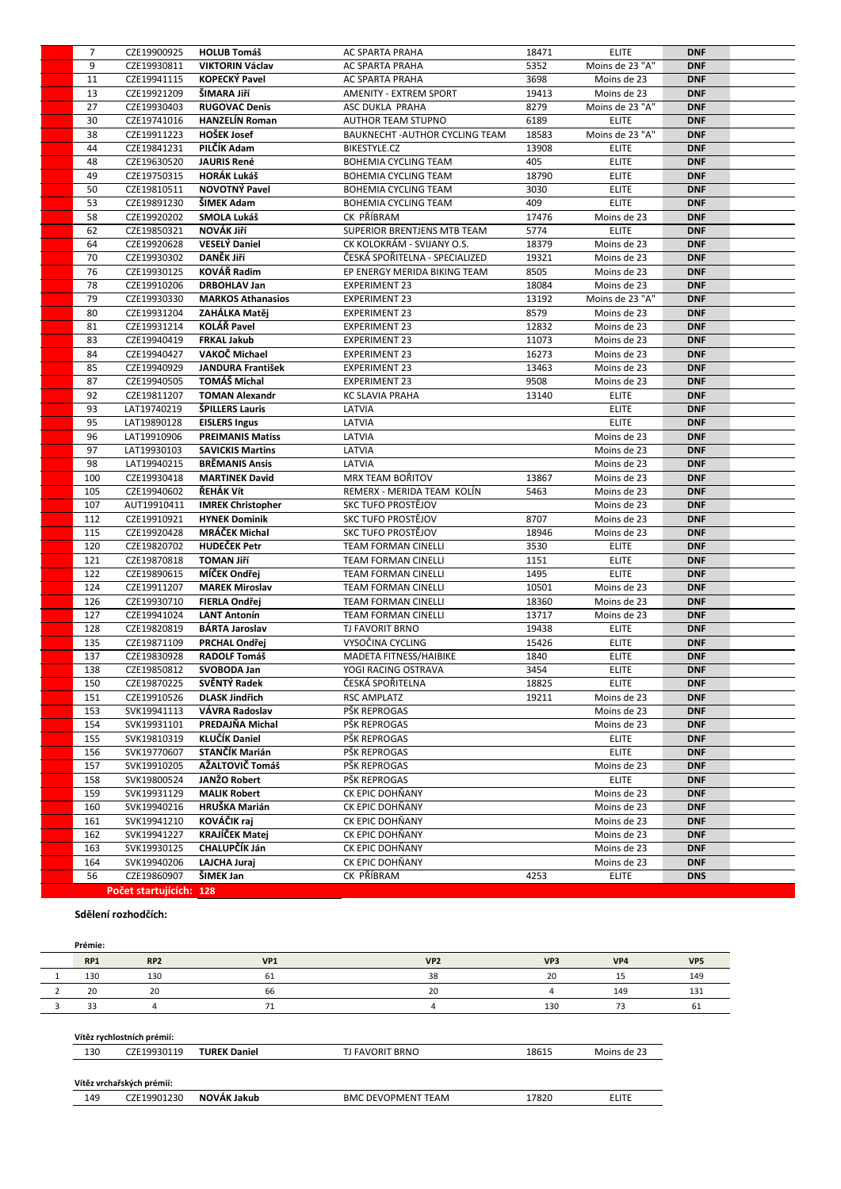| | | | | | | |
|---|---|---|---|---|---|---|
| 7 | CZE19900925 | **HOLUB Tomáš** | AC SPARTA PRAHA | 18471 | ELITE | **DNF** |
| 9 | CZE19930811 | **VIKTORIN Václav** | AC SPARTA PRAHA | 5352 | Moins de 23 "A" | **DNF** |
| 11 | CZE19941115 | **KOPECKÝ Pavel** | AC SPARTA PRAHA | 3698 | Moins de 23 | **DNF** |
| 13 | CZE19921209 | **ŠIMARA Jiří** | AMENITY - EXTREM SPORT | 19413 | Moins de 23 | **DNF** |
| 27 | CZE19930403 | **RUGOVAC Denis** | ASC DUKLA PRAHA | 8279 | Moins de 23 "A" | **DNF** |
| 30 | CZE19741016 | **HANZELÍN Roman** | AUTHOR TEAM STUPNO | 6189 | ELITE | **DNF** |
| 38 | CZE19911223 | **HOŠEK Josef** | BAUKNECHT -AUTHOR CYCLING TEAM | 18583 | Moins de 23 "A" | **DNF** |
| 44 | CZE19841231 | **PILČÍK Adam** | BIKESTYLE.CZ | 13908 | ELITE | **DNF** |
| 48 | CZE19630520 | **JAURIS René** | BOHEMIA CYCLING TEAM | 405 | ELITE | **DNF** |
| 49 | CZE19750315 | **HORÁK Lukáš** | BOHEMIA CYCLING TEAM | 18790 | ELITE | **DNF** |
| 50 | CZE19810511 | **NOVOTNÝ Pavel** | BOHEMIA CYCLING TEAM | 3030 | ELITE | **DNF** |
| 53 | CZE19891230 | **ŠIMEK Adam** | BOHEMIA CYCLING TEAM | 409 | ELITE | **DNF** |
| 58 | CZE19920202 | **SMOLA Lukáš** | CK PŘÍBRAM | 17476 | Moins de 23 | **DNF** |
| 62 | CZE19850321 | **NOVÁK Jiří** | SUPERIOR BRENTJENS MTB TEAM | 5774 | ELITE | **DNF** |
| 64 | CZE19920628 | **VESELÝ Daniel** | CK KOLOKRÁM - SVIJANY O.S. | 18379 | Moins de 23 | **DNF** |
| 70 | CZE19930302 | **DANĚK Jiří** | ČESKÁ SPOŘITELNA - SPECIALIZED | 19321 | Moins de 23 | **DNF** |
| 76 | CZE19930125 | **KOVÁŘ Radim** | EP ENERGY MERIDA BIKING TEAM | 8505 | Moins de 23 | **DNF** |
| 78 | CZE19910206 | **DRBOHLAV Jan** | EXPERIMENT 23 | 18084 | Moins de 23 | **DNF** |
| 79 | CZE19930330 | **MARKOS Athanasios** | EXPERIMENT 23 | 13192 | Moins de 23 "A" | **DNF** |
| 80 | CZE19931204 | **ZAHÁLKA Matěj** | EXPERIMENT 23 | 8579 | Moins de 23 | **DNF** |
| 81 | CZE19931214 | **KOLÁŘ Pavel** | EXPERIMENT 23 | 12832 | Moins de 23 | **DNF** |
| 83 | CZE19940419 | **FRKAL Jakub** | EXPERIMENT 23 | 11073 | Moins de 23 | **DNF** |
| 84 | CZE19940427 | **VAKOČ Michael** | EXPERIMENT 23 | 16273 | Moins de 23 | **DNF** |
| 85 | CZE19940929 | **JANDURA František** | EXPERIMENT 23 | 13463 | Moins de 23 | **DNF** |
| 87 | CZE19940505 | **TOMÁŠ Michal** | EXPERIMENT 23 | 9508 | Moins de 23 | **DNF** |
| 92 | CZE19811207 | **TOMAN Alexandr** | KC SLAVIA PRAHA | 13140 | ELITE | **DNF** |
| 93 | LAT19740219 | **ŠPILLERS Lauris** | LATVIA | | ELITE | **DNF** |
| 95 | LAT19890128 | **EISLERS Ingus** | LATVIA | | ELITE | **DNF** |
| 96 | LAT19910906 | **PREIMANIS Matiss** | LATVIA | | Moins de 23 | **DNF** |
| 97 | LAT19930103 | **SAVICKIS Martins** | LATVIA | | Moins de 23 | **DNF** |
| 98 | LAT19940215 | **BRĒMANIS Ansis** | LATVIA | | Moins de 23 | **DNF** |
| 100 | CZE19930418 | **MARTINEK David** | MRX TEAM BOŘITOV | 13867 | Moins de 23 | **DNF** |
| 105 | CZE19940602 | **ŘEHÁK Vít** | REMERX - MERIDA TEAM KOLÍN | 5463 | Moins de 23 | **DNF** |
| 107 | AUT19910411 | **IMREK Christopher** | SKC TUFO PROSTĚJOV | | Moins de 23 | **DNF** |
| 112 | CZE19910921 | **HYNEK Dominik** | SKC TUFO PROSTĚJOV | 8707 | Moins de 23 | **DNF** |
| 115 | CZE19920428 | **MRÁČEK Michal** | SKC TUFO PROSTĚJOV | 18946 | Moins de 23 | **DNF** |
| 120 | CZE19820702 | **HUDEČEK Petr** | TEAM FORMAN CINELLI | 3530 | ELITE | **DNF** |
| 121 | CZE19870818 | **TOMAN Jiří** | TEAM FORMAN CINELLI | 1151 | ELITE | **DNF** |
| 122 | CZE19890615 | **MÍČEK Ondřej** | TEAM FORMAN CINELLI | 1495 | ELITE | **DNF** |
| 124 | CZE19911207 | **MAREK Miroslav** | TEAM FORMAN CINELLI | 10501 | Moins de 23 | **DNF** |
| 126 | CZE19930710 | **FIERLA Ondřej** | TEAM FORMAN CINELLI | 18360 | Moins de 23 | **DNF** |
| 127 | CZE19941024 | **LANT Antonín** | TEAM FORMAN CINELLI | 13717 | Moins de 23 | **DNF** |
| 128 | CZE19820819 | **BÁRTA Jaroslav** | TJ FAVORIT BRNO | 19438 | ELITE | **DNF** |
| 135 | CZE19871109 | **PRCHAL Ondřej** | VYSOČINA CYCLING | 15426 | ELITE | **DNF** |
| 137 | CZE19830928 | **RADOLF Tomáš** | MADETA FITNESS/HAIBIKE | 1840 | ELITE | **DNF** |
| 138 | CZE19850812 | **SVOBODA Jan** | YOGI RACING OSTRAVA | 3454 | ELITE | **DNF** |
| 150 | CZE19870225 | **SVĚNTÝ Radek** | ČESKÁ SPOŘITELNA | 18825 | ELITE | **DNF** |
| 151 | CZE19910526 | **DLASK Jindřich** | RSC AMPLATZ | 19211 | Moins de 23 | **DNF** |
| 153 | SVK19941113 | **VÁVRA Radoslav** | PŠK REPROGAS | | Moins de 23 | **DNF** |
| 154 | SVK19931101 | **PREDAJŇA Michal** | PŠK REPROGAS | | Moins de 23 | **DNF** |
| 155 | SVK19810319 | **KLUČÍK Daniel** | PŠK REPROGAS | | ELITE | **DNF** |
| 156 | SVK19770607 | **STANČÍK Marián** | PŠK REPROGAS | | ELITE | **DNF** |
| 157 | SVK19910205 | **AŽALTOVIČ Tomáš** | PŠK REPROGAS | | Moins de 23 | **DNF** |
| 158 | SVK19800524 | **JANŽO Robert** | PŠK REPROGAS | | ELITE | **DNF** |
| 159 | SVK19931129 | **MALIK Robert** | CK EPIC DOHŇANY | | Moins de 23 | **DNF** |
| 160 | SVK19940216 | **HRUŠKA Marián** | CK EPIC DOHŇANY | | Moins de 23 | **DNF** |
| 161 | SVK19941210 | **KOVÁČIK raj** | CK EPIC DOHŇANY | | Moins de 23 | **DNF** |
| 162 | SVK19941227 | **KRAJÍČEK Matej** | CK EPIC DOHŇANY | | Moins de 23 | **DNF** |
| 163 | SVK19930125 | **CHALUPČÍK Ján** | CK EPIC DOHŇANY | | Moins de 23 | **DNF** |
| 164 | SVK19940206 | **LAJCHA Juraj** | CK EPIC DOHŇANY | | Moins de 23 | **DNF** |
| 56 | CZE19860907 | **ŠIMEK Jan** | CK PŘÍBRAM | 4253 | ELITE | **DNS** |

**Počet startujících: 128**

**Sdělení rozhodčích:**

**Prémie:**

| | RP1 | RP2 | VP1 | VP2 | VP3 | VP4 | VP5 |
|---|---|---|---|---|---|---|---|
| 1 | 130 | 130 | 61 | 38 | 20 | 15 | 149 |
| 2 | 20 | 20 | 66 | 20 | 4 | 149 | 131 |
| 3 | 33 | 4 | 71 | 4 | 130 | 73 | 61 |

**Vítěz rychlostních prémií:**

| | | | | | |
|---|---|---|---|---|---|
| 130 | CZE19930119 | **TUREK Daniel** | TJ FAVORIT BRNO | 18615 | Moins de 23 |

**Vítěz vrchařských prémií:**

| | | | | | |
|---|---|---|---|---|---|
| 149 | CZE19901230 | **NOVÁK Jakub** | BMC DEVOPMENT TEAM | 17820 | ELITE |